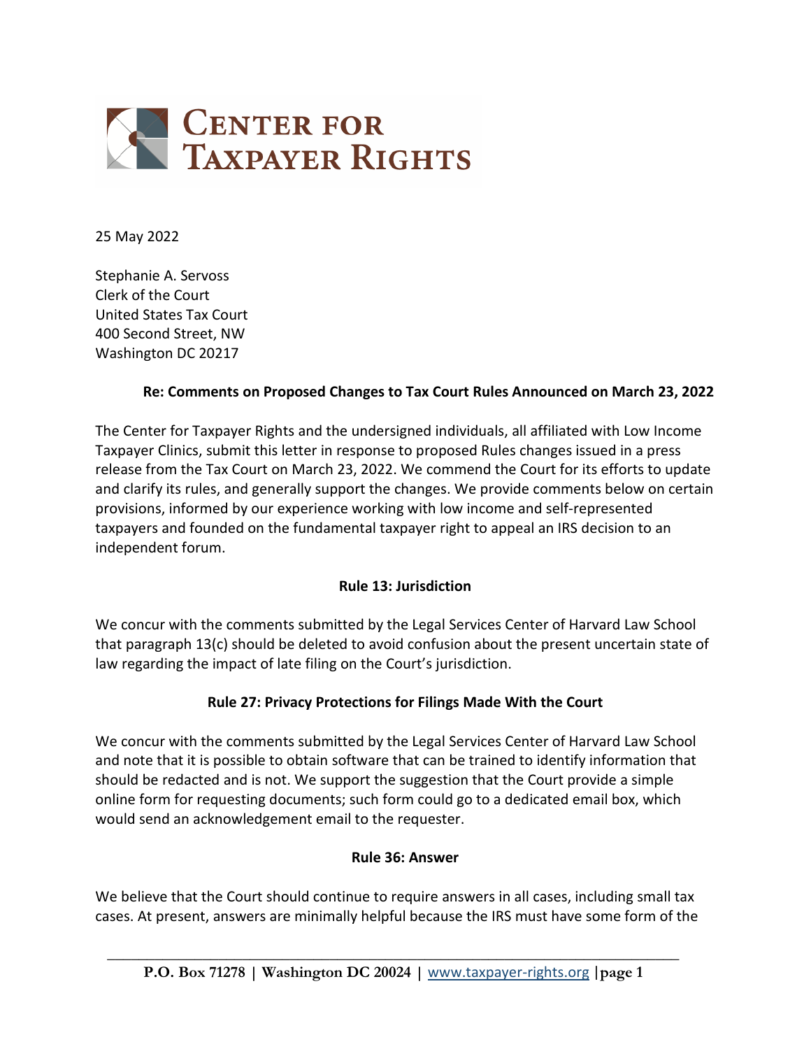# Center for Taxpayer Rights

25 May 2022

Stephanie A. Servoss
Clerk of the Court
United States Tax Court
400 Second Street, NW
Washington DC 20217

**Re: Comments on Proposed Changes to Tax Court Rules Announced on March 23, 2022**

The Center for Taxpayer Rights and the undersigned individuals, all affiliated with Low Income Taxpayer Clinics, submit this letter in response to proposed Rules changes issued in a press release from the Tax Court on March 23, 2022. We commend the Court for its efforts to update and clarify its rules, and generally support the changes. We provide comments below on certain provisions, informed by our experience working with low income and self-represented taxpayers and founded on the fundamental taxpayer right to appeal an IRS decision to an independent forum.

### Rule 13: Jurisdiction

We concur with the comments submitted by the Legal Services Center of Harvard Law School that paragraph 13(c) should be deleted to avoid confusion about the present uncertain state of law regarding the impact of late filing on the Court's jurisdiction.

### Rule 27: Privacy Protections for Filings Made With the Court

We concur with the comments submitted by the Legal Services Center of Harvard Law School and note that it is possible to obtain software that can be trained to identify information that should be redacted and is not. We support the suggestion that the Court provide a simple online form for requesting documents; such form could go to a dedicated email box, which would send an acknowledgement email to the requester.

### Rule 36: Answer

We believe that the Court should continue to require answers in all cases, including small tax cases. At present, answers are minimally helpful because the IRS must have some form of the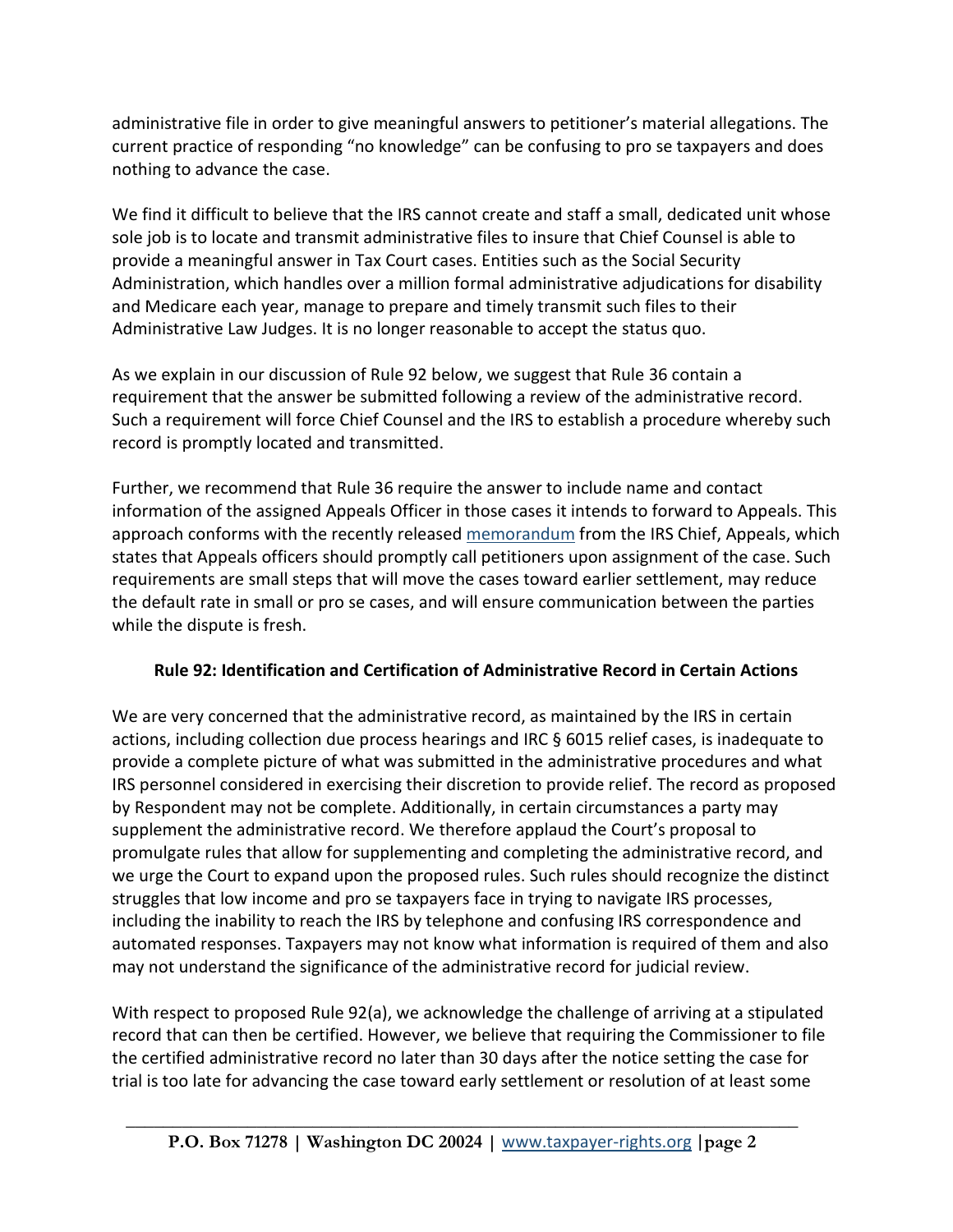administrative file in order to give meaningful answers to petitioner's material allegations. The current practice of responding "no knowledge" can be confusing to pro se taxpayers and does nothing to advance the case.

We find it difficult to believe that the IRS cannot create and staff a small, dedicated unit whose sole job is to locate and transmit administrative files to insure that Chief Counsel is able to provide a meaningful answer in Tax Court cases. Entities such as the Social Security Administration, which handles over a million formal administrative adjudications for disability and Medicare each year, manage to prepare and timely transmit such files to their Administrative Law Judges. It is no longer reasonable to accept the status quo.

As we explain in our discussion of Rule 92 below, we suggest that Rule 36 contain a requirement that the answer be submitted following a review of the administrative record. Such a requirement will force Chief Counsel and the IRS to establish a procedure whereby such record is promptly located and transmitted.

Further, we recommend that Rule 36 require the answer to include name and contact information of the assigned Appeals Officer in those cases it intends to forward to Appeals. This approach conforms with the recently released memorandum from the IRS Chief, Appeals, which states that Appeals officers should promptly call petitioners upon assignment of the case. Such requirements are small steps that will move the cases toward earlier settlement, may reduce the default rate in small or pro se cases, and will ensure communication between the parties while the dispute is fresh.

**Rule 92: Identification and Certification of Administrative Record in Certain Actions**

We are very concerned that the administrative record, as maintained by the IRS in certain actions, including collection due process hearings and IRC § 6015 relief cases, is inadequate to provide a complete picture of what was submitted in the administrative procedures and what IRS personnel considered in exercising their discretion to provide relief. The record as proposed by Respondent may not be complete. Additionally, in certain circumstances a party may supplement the administrative record. We therefore applaud the Court's proposal to promulgate rules that allow for supplementing and completing the administrative record, and we urge the Court to expand upon the proposed rules. Such rules should recognize the distinct struggles that low income and pro se taxpayers face in trying to navigate IRS processes, including the inability to reach the IRS by telephone and confusing IRS correspondence and automated responses. Taxpayers may not know what information is required of them and also may not understand the significance of the administrative record for judicial review.

With respect to proposed Rule 92(a), we acknowledge the challenge of arriving at a stipulated record that can then be certified. However, we believe that requiring the Commissioner to file the certified administrative record no later than 30 days after the notice setting the case for trial is too late for advancing the case toward early settlement or resolution of at least some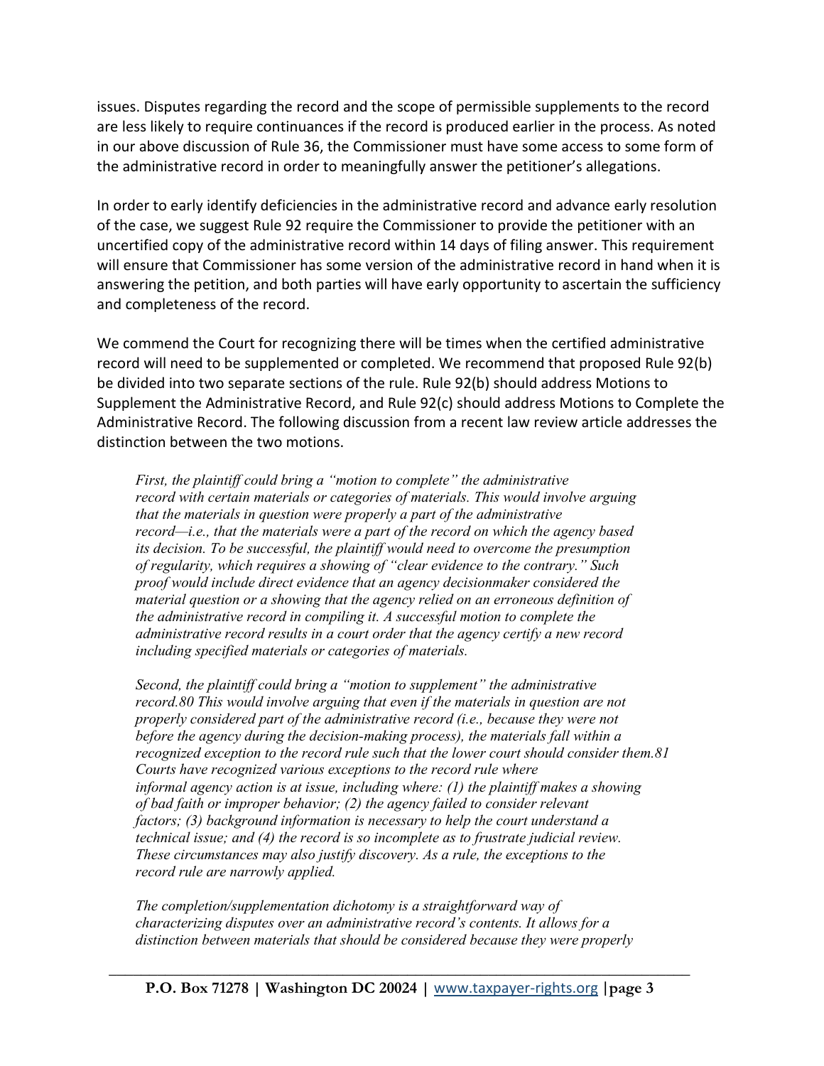issues. Disputes regarding the record and the scope of permissible supplements to the record are less likely to require continuances if the record is produced earlier in the process. As noted in our above discussion of Rule 36, the Commissioner must have some access to some form of the administrative record in order to meaningfully answer the petitioner's allegations.

In order to early identify deficiencies in the administrative record and advance early resolution of the case, we suggest Rule 92 require the Commissioner to provide the petitioner with an uncertified copy of the administrative record within 14 days of filing answer. This requirement will ensure that Commissioner has some version of the administrative record in hand when it is answering the petition, and both parties will have early opportunity to ascertain the sufficiency and completeness of the record.

We commend the Court for recognizing there will be times when the certified administrative record will need to be supplemented or completed. We recommend that proposed Rule 92(b) be divided into two separate sections of the rule. Rule 92(b) should address Motions to Supplement the Administrative Record, and Rule 92(c) should address Motions to Complete the Administrative Record. The following discussion from a recent law review article addresses the distinction between the two motions.

> *First, the plaintiff could bring a "motion to complete" the administrative record with certain materials or categories of materials. This would involve arguing that the materials in question were properly a part of the administrative record—i.e., that the materials were a part of the record on which the agency based its decision. To be successful, the plaintiff would need to overcome the presumption of regularity, which requires a showing of "clear evidence to the contrary." Such proof would include direct evidence that an agency decisionmaker considered the material question or a showing that the agency relied on an erroneous definition of the administrative record in compiling it. A successful motion to complete the administrative record results in a court order that the agency certify a new record including specified materials or categories of materials.*
>
> *Second, the plaintiff could bring a "motion to supplement" the administrative record.80 This would involve arguing that even if the materials in question are not properly considered part of the administrative record (i.e., because they were not before the agency during the decision-making process), the materials fall within a recognized exception to the record rule such that the lower court should consider them.81 Courts have recognized various exceptions to the record rule where informal agency action is at issue, including where: (1) the plaintiff makes a showing of bad faith or improper behavior; (2) the agency failed to consider relevant factors; (3) background information is necessary to help the court understand a technical issue; and (4) the record is so incomplete as to frustrate judicial review. These circumstances may also justify discovery. As a rule, the exceptions to the record rule are narrowly applied.*
>
> *The completion/supplementation dichotomy is a straightforward way of characterizing disputes over an administrative record's contents. It allows for a distinction between materials that should be considered because they were properly*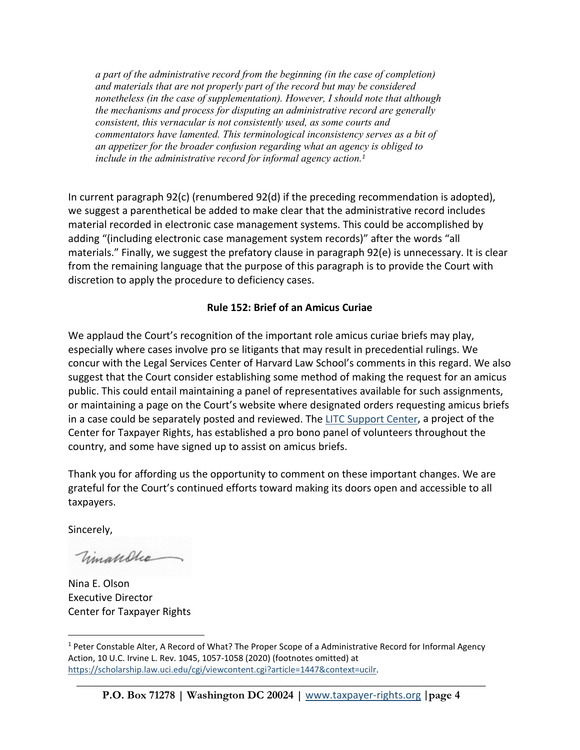> *a part of the administrative record from the beginning (in the case of completion) and materials that are not properly part of the record but may be considered nonetheless (in the case of supplementation). However, I should note that although the mechanisms and process for disputing an administrative record are generally consistent, this vernacular is not consistently used, as some courts and commentators have lamented. This terminological inconsistency serves as a bit of an appetizer for the broader confusion regarding what an agency is obliged to include in the administrative record for informal agency action.*[1]

In current paragraph 92(c) (renumbered 92(d) if the preceding recommendation is adopted), we suggest a parenthetical be added to make clear that the administrative record includes material recorded in electronic case management systems. This could be accomplished by adding "(including electronic case management system records)" after the words "all materials." Finally, we suggest the prefatory clause in paragraph 92(e) is unnecessary. It is clear from the remaining language that the purpose of this paragraph is to provide the Court with discretion to apply the procedure to deficiency cases.

**Rule 152: Brief of an Amicus Curiae**

We applaud the Court's recognition of the important role amicus curiae briefs may play, especially where cases involve pro se litigants that may result in precedential rulings. We concur with the Legal Services Center of Harvard Law School's comments in this regard. We also suggest that the Court consider establishing some method of making the request for an amicus public. This could entail maintaining a panel of representatives available for such assignments, or maintaining a page on the Court's website where designated orders requesting amicus briefs in a case could be separately posted and reviewed. The LITC Support Center, a project of the Center for Taxpayer Rights, has established a pro bono panel of volunteers throughout the country, and some have signed up to assist on amicus briefs.

Thank you for affording us the opportunity to comment on these important changes. We are grateful for the Court's continued efforts toward making its doors open and accessible to all taxpayers.

Sincerely,

Nina E. Olson
Executive Director
Center for Taxpayer Rights

---

[1] Peter Constable Alter, A Record of What? The Proper Scope of a Administrative Record for Informal Agency Action, 10 U.C. Irvine L. Rev. 1045, 1057-1058 (2020) (footnotes omitted) at https://scholarship.law.uci.edu/cgi/viewcontent.cgi?article=1447&context=ucilr.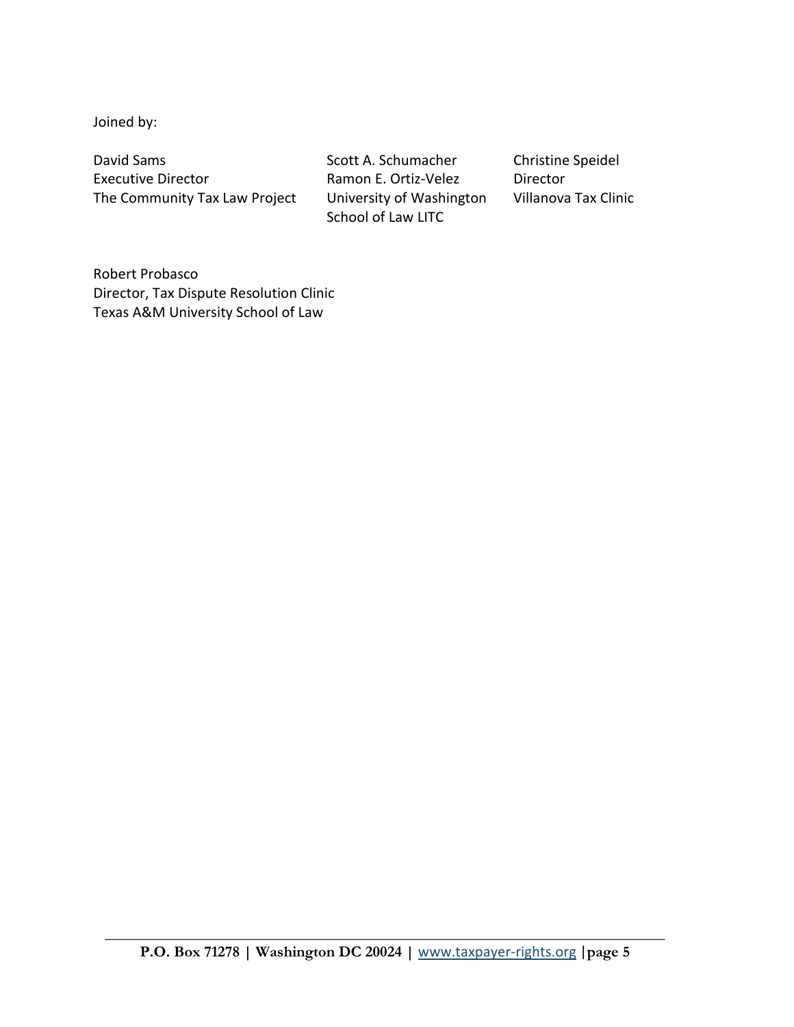Joined by:

David Sams
Executive Director
The Community Tax Law Project

Scott A. Schumacher
Ramon E. Ortiz-Velez
University of Washington
School of Law LITC

Christine Speidel
Director
Villanova Tax Clinic

Robert Probasco
Director, Tax Dispute Resolution Clinic
Texas A&M University School of Law